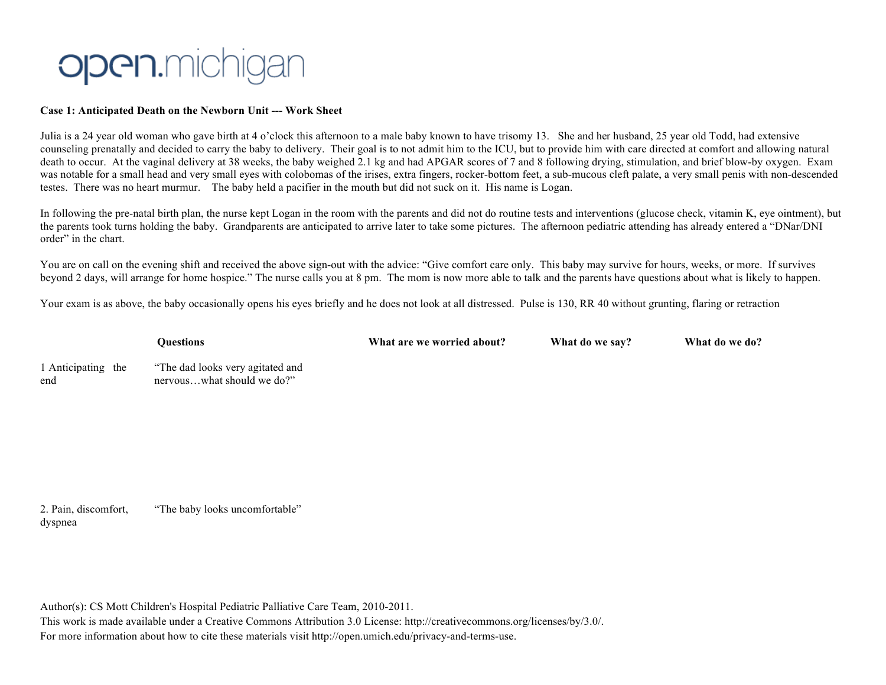open.michigan

**Case 1: Anticipated Death on the Newborn Unit --- Work Sheet**

Julia is a 24 year old woman who gave birth at 4 o'clock this afternoon to a male baby known to have trisomy 13. She and her husband, 25 year old Todd, had extensive counseling prenatally and decided to carry the baby to delivery. Their goal is to not admit him to the ICU, but to provide him with care directed at comfort and allowing natural death to occur. At the vaginal delivery at 38 weeks, the baby weighed 2.1 kg and had APGAR scores of 7 and 8 following drying, stimulation, and brief blow-by oxygen. Exam was notable for a small head and very small eyes with colobomas of the irises, extra fingers, rocker-bottom feet, a sub-mucous cleft palate, a very small penis with non-descended testes. There was no heart murmur. The baby held a pacifier in the mouth but did not suck on it. His name is Logan.

In following the pre-natal birth plan, the nurse kept Logan in the room with the parents and did not do routine tests and interventions (glucose check, vitamin K, eye ointment), but the parents took turns holding the baby. Grandparents are anticipated to arrive later to take some pictures. The afternoon pediatric attending has already entered a "DNar/DNI order" in the chart.

You are on call on the evening shift and received the above sign-out with the advice: "Give comfort care only. This baby may survive for hours, weeks, or more. If survives beyond 2 days, will arrange for home hospice." The nurse calls you at 8 pm. The mom is now more able to talk and the parents have questions about what is likely to happen.

Your exam is as above, the baby occasionally opens his eyes briefly and he does not look at all distressed. Pulse is 130, RR 40 without grunting, flaring or retraction

| | Questions | What are we worried about? | What do we say? | What do we do? |
|---|---|---|---|---|
| 1 Anticipating the end | "The dad looks very agitated and nervous…what should we do?" | | | |
| 2. Pain, discomfort, dyspnea | "The baby looks uncomfortable" | | | |

Author(s): CS Mott Children's Hospital Pediatric Palliative Care Team, 2010-2011.
This work is made available under a Creative Commons Attribution 3.0 License: http://creativecommons.org/licenses/by/3.0/.
For more information about how to cite these materials visit http://open.umich.edu/privacy-and-terms-use.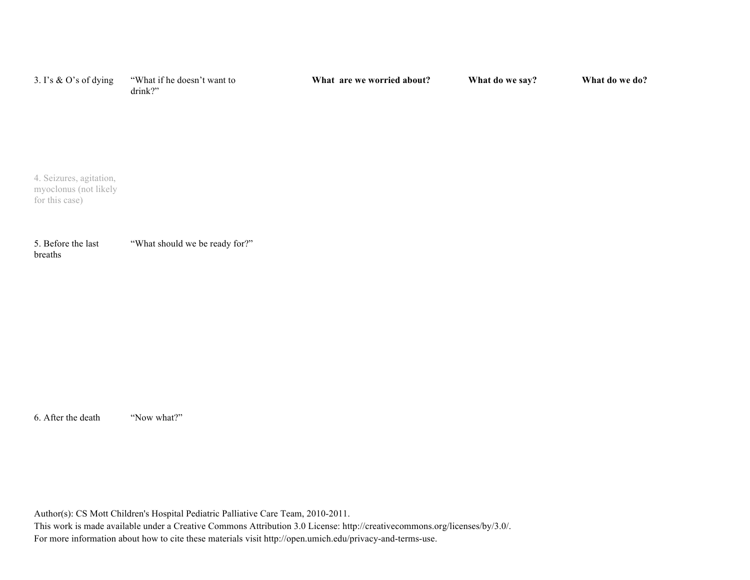| | | What are we worried about? | What do we say? | What do we do? |
|---|---|---|---|---|
| 3. I's & O's of dying | "What if he doesn't want to drink?" | | | |
| 4. Seizures, agitation, myoclonus (not likely for this case) | | | | |
| 5. Before the last breaths | "What should we be ready for?" | | | |
| 6. After the death | "Now what?" | | | |

Author(s): CS Mott Children's Hospital Pediatric Palliative Care Team, 2010-2011.
This work is made available under a Creative Commons Attribution 3.0 License: http://creativecommons.org/licenses/by/3.0/.
For more information about how to cite these materials visit http://open.umich.edu/privacy-and-terms-use.